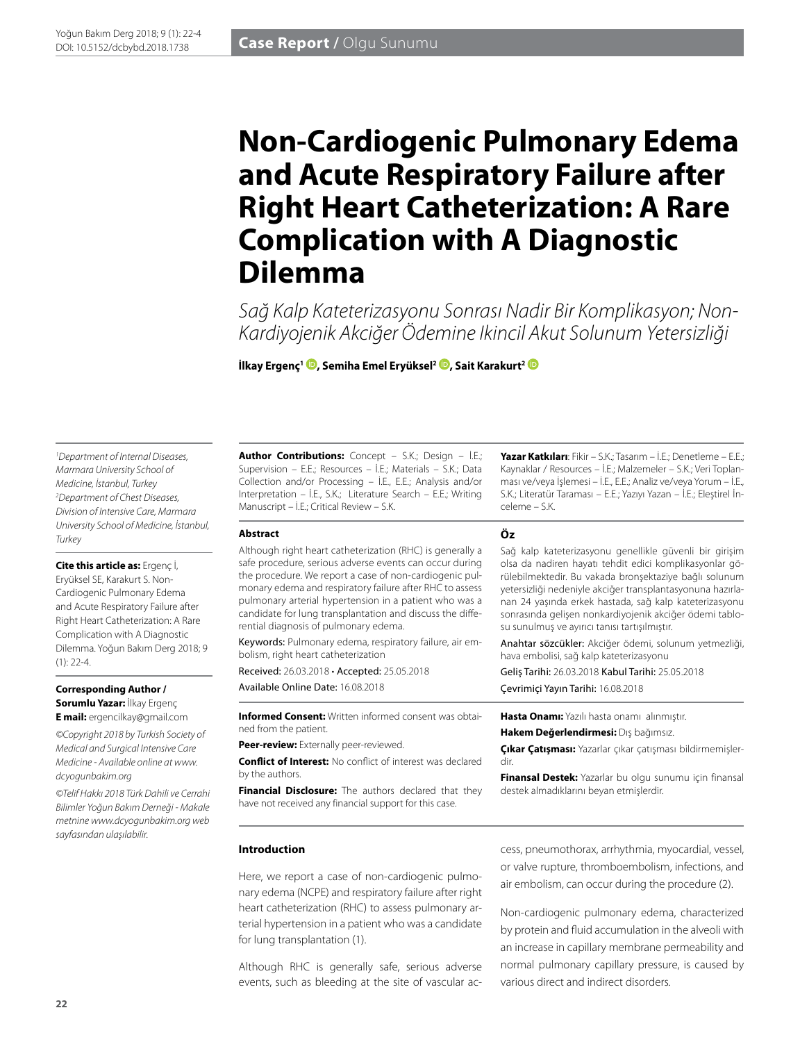Case Report / Olgu Sunumu

# Non-Cardiogenic Pulmonary Edema and Acute Respiratory Failure after Right Heart Catheterization: A Rare Complication with A Diagnostic Dilemma

*Sağ Kalp Kateterizasyonu Sonrası Nadir Bir Komplikasyon; Non-Kardiyojenik Akciğer Ödemine Ikincil Akut Solunum Yetersizliği*

**İlkay Ergenç[1], Semiha Emel Eryüksel[2], Sait Karakurt[2]**

*[1]Department of Internal Diseases, Marmara University School of Medicine, İstanbul, Turkey*
*[2]Department of Chest Diseases, Division of Intensive Care, Marmara University School of Medicine, İstanbul, Turkey*

**Cite this article as:** Ergenç İ, Eryüksel SE, Karakurt S. Non-Cardiogenic Pulmonary Edema and Acute Respiratory Failure after Right Heart Catheterization: A Rare Complication with A Diagnostic Dilemma. Yoğun Bakım Derg 2018; 9 (1): 22-4.

**Corresponding Author / Sorumlu Yazar:** İlkay Ergenç
**E mail:** ergencilkay@gmail.com

*©Copyright 2018 by Turkish Society of Medical and Surgical Intensive Care Medicine - Available online at www.dcyogunbakim.org*

*©Telif Hakkı 2018 Türk Dahili ve Cerrahi Bilimler Yoğun Bakım Derneği - Makale metnine www.dcyogunbakim.org web sayfasından ulaşılabilir.*

**Author Contributions:** Concept – S.K.; Design – İ.E.; Supervision – E.E.; Resources – İ.E.; Materials – S.K.; Data Collection and/or Processing – İ.E., E.E.; Analysis and/or Interpretation – İ.E., S.K.; Literature Search – E.E.; Writing Manuscript – İ.E.; Critical Review – S.K.

**Yazar Katkıları**: Fikir – S.K.; Tasarım – İ.E.; Denetleme – E.E.; Kaynaklar / Resources – İ.E.; Malzemeler – S.K.; Veri Toplanması ve/veya İşlemesi – İ.E., E.E.; Analiz ve/veya Yorum – İ.E., S.K.; Literatür Taraması – E.E.; Yazıyı Yazan – İ.E.; Eleştirel İnceleme – S.K.

### Abstract

Although right heart catheterization (RHC) is generally a safe procedure, serious adverse events can occur during the procedure. We report a case of non-cardiogenic pulmonary edema and respiratory failure after RHC to assess pulmonary arterial hypertension in a patient who was a candidate for lung transplantation and discuss the differential diagnosis of pulmonary edema.

Keywords: Pulmonary edema, respiratory failure, air embolism, right heart catheterization

Received: 26.03.2018 • Accepted: 25.05.2018

Available Online Date: 16.08.2018

### Öz

Sağ kalp kateterizasyonu genellikle güvenli bir girişim olsa da nadiren hayatı tehdit edici komplikasyonlar görülebilmektedir. Bu vakada bronşektaziye bağlı solunum yetersizliği nedeniyle akciğer transplantasyonuna hazırlanan 24 yaşında erkek hastada, sağ kalp kateterizasyonu sonrasında gelişen nonkardiyojenik akciğer ödemi tablosu sunulmuş ve ayırıcı tanısı tartışılmıştır.

Anahtar sözcükler: Akciğer ödemi, solunum yetmezliği, hava embolisi, sağ kalp kateterizasyonu

Geliş Tarihi: 26.03.2018 Kabul Tarihi: 25.05.2018

Çevrimiçi Yayın Tarihi: 16.08.2018

**Informed Consent:** Written informed consent was obtained from the patient.

**Peer-review:** Externally peer-reviewed.

**Conflict of Interest:** No conflict of interest was declared by the authors.

**Financial Disclosure:** The authors declared that they have not received any financial support for this case.

**Hasta Onamı:** Yazılı hasta onamı alınmıştır.

**Hakem Değerlendirmesi:** Dış bağımsız.

**Çıkar Çatışması:** Yazarlar çıkar çatışması bildirmemişlerdir.

**Finansal Destek:** Yazarlar bu olgu sunumu için finansal destek almadıklarını beyan etmişlerdir.

## Introduction

Here, we report a case of non-cardiogenic pulmonary edema (NCPE) and respiratory failure after right heart catheterization (RHC) to assess pulmonary arterial hypertension in a patient who was a candidate for lung transplantation (1).

Although RHC is generally safe, serious adverse events, such as bleeding at the site of vascular access, pneumothorax, arrhythmia, myocardial, vessel, or valve rupture, thromboembolism, infections, and air embolism, can occur during the procedure (2).

Non-cardiogenic pulmonary edema, characterized by protein and fluid accumulation in the alveoli with an increase in capillary membrane permeability and normal pulmonary capillary pressure, is caused by various direct and indirect disorders.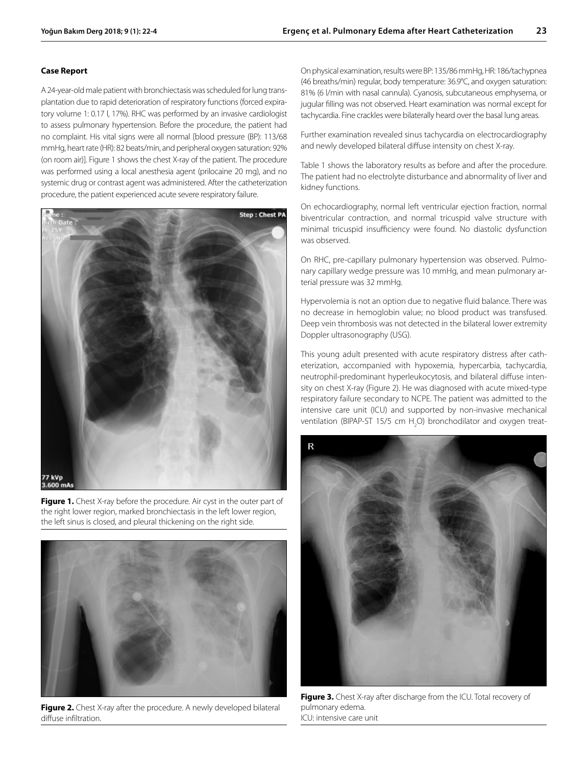## Case Report

A 24-year-old male patient with bronchiectasis was scheduled for lung transplantation due to rapid deterioration of respiratory functions (forced expiratory volume 1: 0.17 l, 17%). RHC was performed by an invasive cardiologist to assess pulmonary hypertension. Before the procedure, the patient had no complaint. His vital signs were all normal [blood pressure (BP): 113/68 mmHg, heart rate (HR): 82 beats/min, and peripheral oxygen saturation: 92% (on room air)]. Figure 1 shows the chest X-ray of the patient. The procedure was performed using a local anesthesia agent (prilocaine 20 mg), and no systemic drug or contrast agent was administered. After the catheterization procedure, the patient experienced acute severe respiratory failure.

**Figure 1.** Chest X-ray before the procedure. Air cyst in the outer part of the right lower region, marked bronchiectasis in the left lower region, the left sinus is closed, and pleural thickening on the right side.

**Figure 2.** Chest X-ray after the procedure. A newly developed bilateral diffuse infiltration.

On physical examination, results were BP: 135/86 mmHg, HR: 186/tachypnea (46 breaths/min) regular, body temperature: 36.9°C, and oxygen saturation: 81% (6 l/min with nasal cannula). Cyanosis, subcutaneous emphysema, or jugular filling was not observed. Heart examination was normal except for tachycardia. Fine crackles were bilaterally heard over the basal lung areas.

Further examination revealed sinus tachycardia on electrocardiography and newly developed bilateral diffuse intensity on chest X-ray.

Table 1 shows the laboratory results as before and after the procedure. The patient had no electrolyte disturbance and abnormality of liver and kidney functions.

On echocardiography, normal left ventricular ejection fraction, normal biventricular contraction, and normal tricuspid valve structure with minimal tricuspid insufficiency were found. No diastolic dysfunction was observed.

On RHC, pre-capillary pulmonary hypertension was observed. Pulmonary capillary wedge pressure was 10 mmHg, and mean pulmonary arterial pressure was 32 mmHg.

Hypervolemia is not an option due to negative fluid balance. There was no decrease in hemoglobin value; no blood product was transfused. Deep vein thrombosis was not detected in the bilateral lower extremity Doppler ultrasonography (USG).

This young adult presented with acute respiratory distress after catheterization, accompanied with hypoxemia, hypercarbia, tachycardia, neutrophil-predominant hyperleukocytosis, and bilateral diffuse intensity on chest X-ray (Figure 2). He was diagnosed with acute mixed-type respiratory failure secondary to NCPE. The patient was admitted to the intensive care unit (ICU) and supported by non-invasive mechanical ventilation (BIPAP-ST 15/5 cm $H_2O$) bronchodilator and oxygen treat-

**Figure 3.** Chest X-ray after discharge from the ICU. Total recovery of pulmonary edema.
ICU: intensive care unit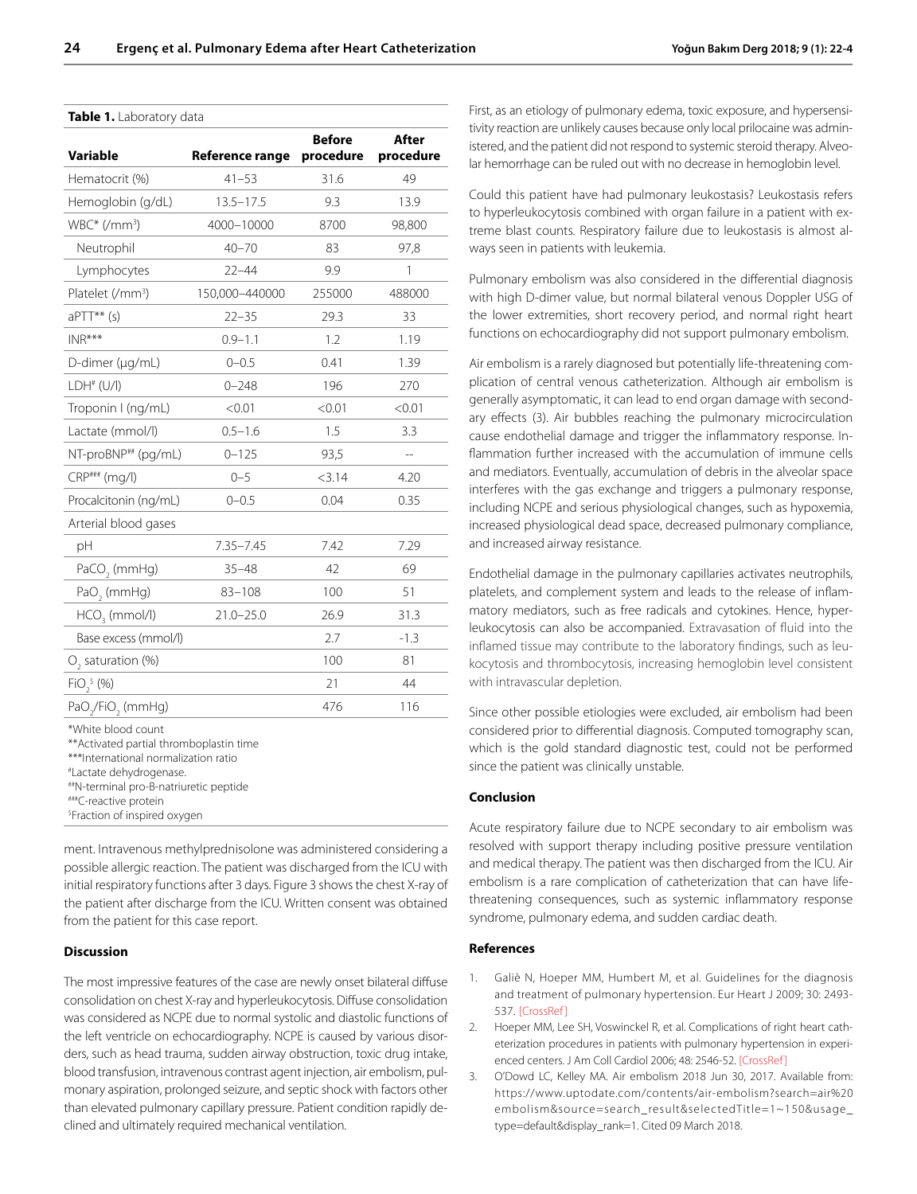**Table 1.** Laboratory data

| Variable | Reference range | Before procedure | After procedure |
|---|---|---|---|
| Hematocrit (%) | 41–53 | 31.6 | 49 |
| Hemoglobin (g/dL) | 13.5–17.5 | 9.3 | 13.9 |
| WBC* (/mm$^3$) | 4000–10000 | 8700 | 98,800 |
| Neutrophil | 40–70 | 83 | 97,8 |
| Lymphocytes | 22–44 | 9.9 | 1 |
| Platelet (/mm$^3$) | 150,000–440000 | 255000 | 488000 |
| aPTT** (s) | 22–35 | 29.3 | 33 |
| INR*** | 0.9–1.1 | 1.2 | 1.19 |
| D-dimer (µg/mL) | 0–0.5 | 0.41 | 1.39 |
| LDH# (U/l) | 0–248 | 196 | 270 |
| Troponin I (ng/mL) | <0.01 | <0.01 | <0.01 |
| Lactate (mmol/l) | 0.5–1.6 | 1.5 | 3.3 |
| NT-proBNP## (pg/mL) | 0–125 | 93,5 | -- |
| CRP### (mg/l) | 0–5 | <3.14 | 4.20 |
| Procalcitonin (ng/mL) | 0–0.5 | 0.04 | 0.35 |
| Arterial blood gases | | | |
| pH | 7.35–7.45 | 7.42 | 7.29 |
| $PaCO_2$ (mmHg) | 35–48 | 42 | 69 |
| $PaO_2$ (mmHg) | 83–108 | 100 | 51 |
| $HCO_3$ (mmol/l) | 21.0–25.0 | 26.9 | 31.3 |
| Base excess (mmol/l) | | 2.7 | -1.3 |
| $O_2$ saturation (%) | | 100 | 81 |
| $FiO_2$$ (%) | | 21 | 44 |
| $PaO_2/FiO_2$ (mmHg) | | 476 | 116 |

*White blood count
**Activated partial thromboplastin time
***International normalization ratio
#Lactate dehydrogenase.
##N-terminal pro-B-natriuretic peptide
###C-reactive protein
$Fraction of inspired oxygen

ment. Intravenous methylprednisolone was administered considering a possible allergic reaction. The patient was discharged from the ICU with initial respiratory functions after 3 days. Figure 3 shows the chest X-ray of the patient after discharge from the ICU. Written consent was obtained from the patient for this case report.

## Discussion

The most impressive features of the case are newly onset bilateral diffuse consolidation on chest X-ray and hyperleukocytosis. Diffuse consolidation was considered as NCPE due to normal systolic and diastolic functions of the left ventricle on echocardiography. NCPE is caused by various disorders, such as head trauma, sudden airway obstruction, toxic drug intake, blood transfusion, intravenous contrast agent injection, air embolism, pulmonary aspiration, prolonged seizure, and septic shock with factors other than elevated pulmonary capillary pressure. Patient condition rapidly declined and ultimately required mechanical ventilation.

First, as an etiology of pulmonary edema, toxic exposure, and hypersensitivity reaction are unlikely causes because only local prilocaine was administered, and the patient did not respond to systemic steroid therapy. Alveolar hemorrhage can be ruled out with no decrease in hemoglobin level.

Could this patient have had pulmonary leukostasis? Leukostasis refers to hyperleukocytosis combined with organ failure in a patient with extreme blast counts. Respiratory failure due to leukostasis is almost always seen in patients with leukemia.

Pulmonary embolism was also considered in the differential diagnosis with high D-dimer value, but normal bilateral venous Doppler USG of the lower extremities, short recovery period, and normal right heart functions on echocardiography did not support pulmonary embolism.

Air embolism is a rarely diagnosed but potentially life-threatening complication of central venous catheterization. Although air embolism is generally asymptomatic, it can lead to end organ damage with secondary effects (3). Air bubbles reaching the pulmonary microcirculation cause endothelial damage and trigger the inflammatory response. Inflammation further increased with the accumulation of immune cells and mediators. Eventually, accumulation of debris in the alveolar space interferes with the gas exchange and triggers a pulmonary response, including NCPE and serious physiological changes, such as hypoxemia, increased physiological dead space, decreased pulmonary compliance, and increased airway resistance.

Endothelial damage in the pulmonary capillaries activates neutrophils, platelets, and complement system and leads to the release of inflammatory mediators, such as free radicals and cytokines. Hence, hyperleukocytosis can also be accompanied. Extravasation of fluid into the inflamed tissue may contribute to the laboratory findings, such as leukocytosis and thrombocytosis, increasing hemoglobin level consistent with intravascular depletion.

Since other possible etiologies were excluded, air embolism had been considered prior to differential diagnosis. Computed tomography scan, which is the gold standard diagnostic test, could not be performed since the patient was clinically unstable.

## Conclusion

Acute respiratory failure due to NCPE secondary to air embolism was resolved with support therapy including positive pressure ventilation and medical therapy. The patient was then discharged from the ICU. Air embolism is a rare complication of catheterization that can have life-threatening consequences, such as systemic inflammatory response syndrome, pulmonary edema, and sudden cardiac death.

## References

1. Galiè N, Hoeper MM, Humbert M, et al. Guidelines for the diagnosis and treatment of pulmonary hypertension. Eur Heart J 2009; 30: 2493-537. [CrossRef]
2. Hoeper MM, Lee SH, Voswinckel R, et al. Complications of right heart catheterization procedures in patients with pulmonary hypertension in experienced centers. J Am Coll Cardiol 2006; 48: 2546-52. [CrossRef]
3. O'Dowd LC, Kelley MA. Air embolism 2018 Jun 30, 2017. Available from: https://www.uptodate.com/contents/air-embolism?search=air%20embolism&source=search_result&selectedTitle=1~150&usage_type=default&display_rank=1. Cited 09 March 2018.